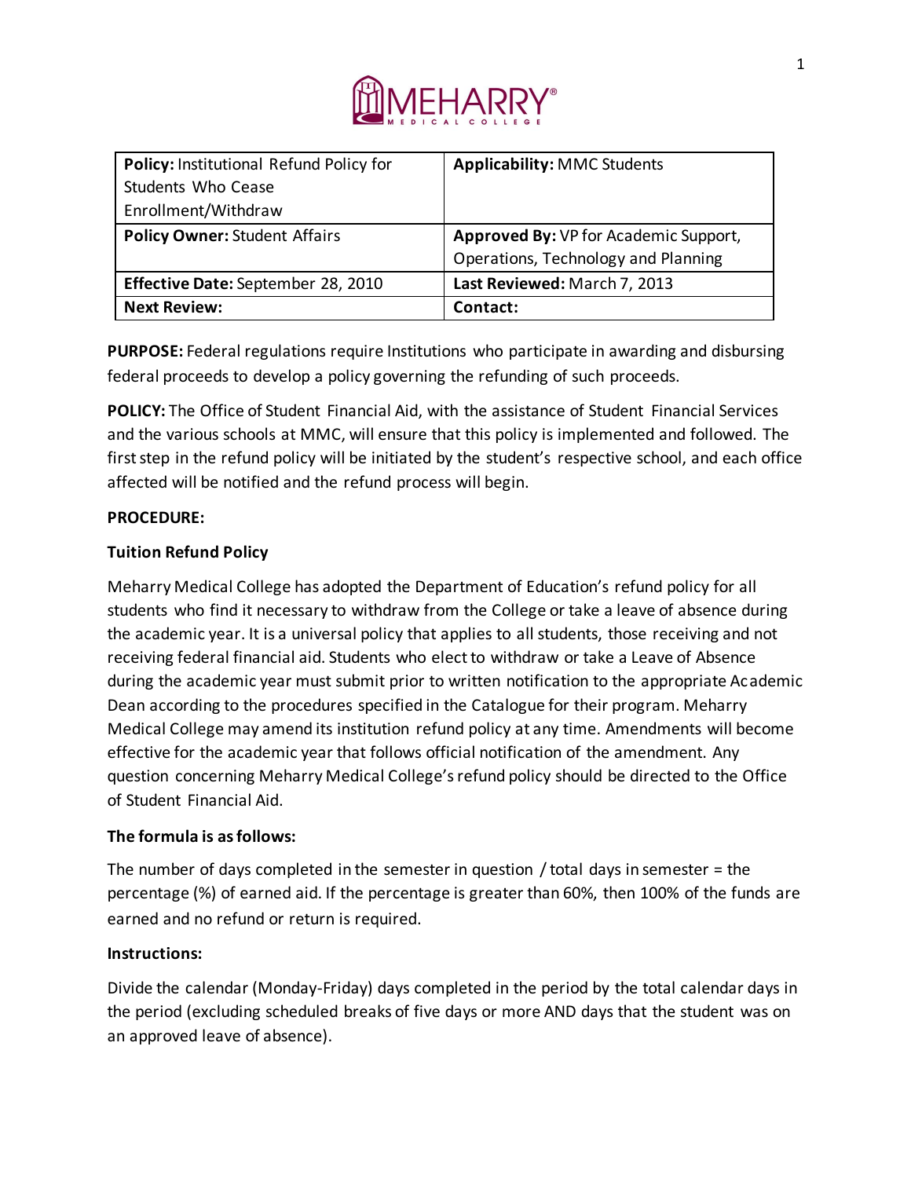MEHARRY MEDICAL COLLEGE

| **Policy:** Institutional Refund Policy for Students Who Cease Enrollment/Withdraw | **Applicability:** MMC Students |
| --- | --- |
| **Policy Owner:** Student Affairs | **Approved By:** VP for Academic Support, Operations, Technology and Planning |
| **Effective Date:** September 28, 2010 | **Last Reviewed:** March 7, 2013 |
| **Next Review:** | **Contact:** |

**PURPOSE:** Federal regulations require Institutions who participate in awarding and disbursing federal proceeds to develop a policy governing the refunding of such proceeds.

**POLICY:** The Office of Student Financial Aid, with the assistance of Student Financial Services and the various schools at MMC, will ensure that this policy is implemented and followed. The first step in the refund policy will be initiated by the student's respective school, and each office affected will be notified and the refund process will begin.

**PROCEDURE:**

**Tuition Refund Policy**

Meharry Medical College has adopted the Department of Education's refund policy for all students who find it necessary to withdraw from the College or take a leave of absence during the academic year. It is a universal policy that applies to all students, those receiving and not receiving federal financial aid. Students who elect to withdraw or take a Leave of Absence during the academic year must submit prior to written notification to the appropriate Academic Dean according to the procedures specified in the Catalogue for their program. Meharry Medical College may amend its institution refund policy at any time. Amendments will become effective for the academic year that follows official notification of the amendment. Any question concerning Meharry Medical College's refund policy should be directed to the Office of Student Financial Aid.

**The formula is as follows:**

The number of days completed in the semester in question / total days in semester = the percentage (%) of earned aid. If the percentage is greater than 60%, then 100% of the funds are earned and no refund or return is required.

**Instructions:**

Divide the calendar (Monday-Friday) days completed in the period by the total calendar days in the period (excluding scheduled breaks of five days or more AND days that the student was on an approved leave of absence).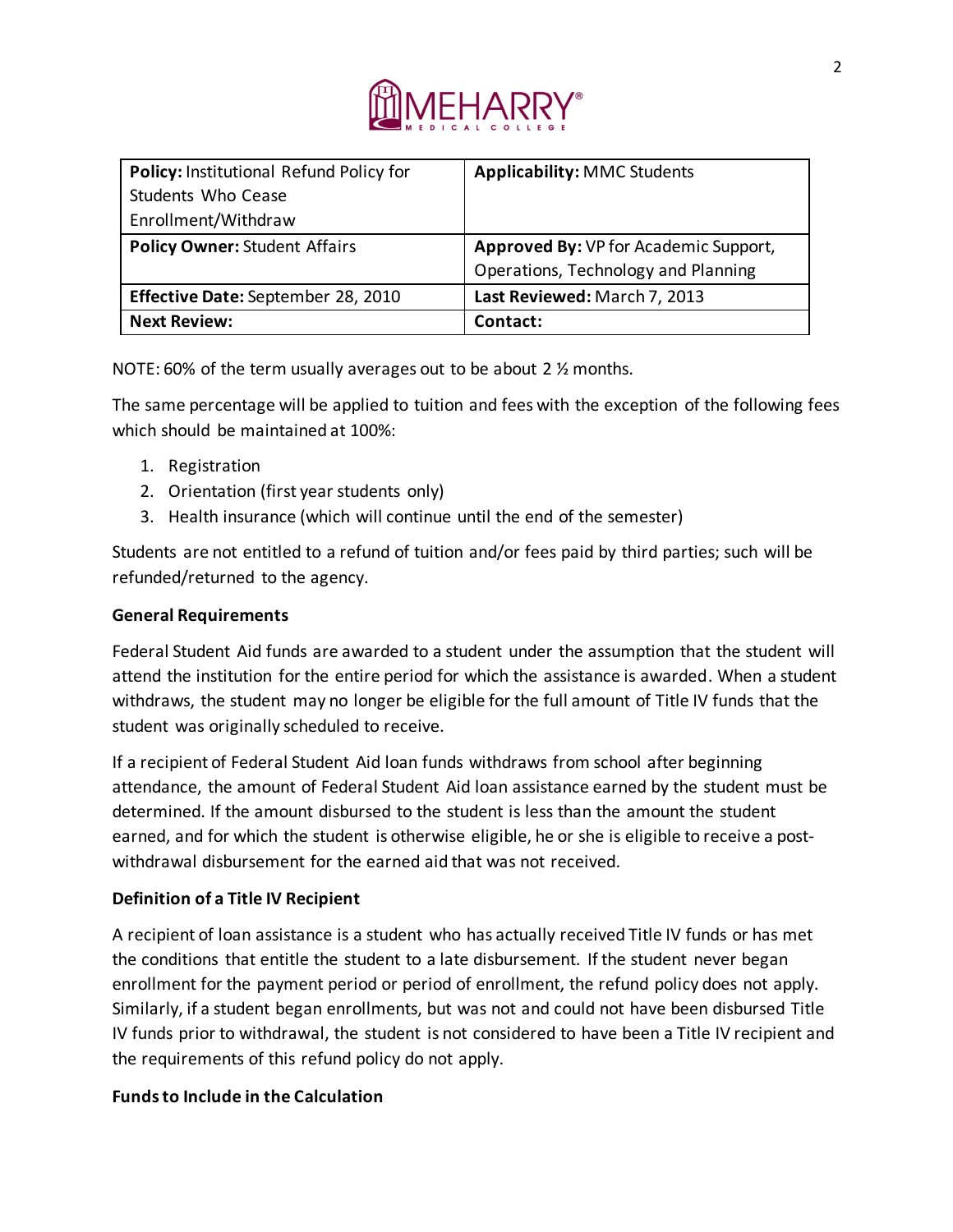| **Policy:** Institutional Refund Policy for Students Who Cease Enrollment/Withdraw | **Applicability:** MMC Students |
|---|---|
| **Policy Owner:** Student Affairs | **Approved By:** VP for Academic Support, Operations, Technology and Planning |
| **Effective Date:** September 28, 2010 | **Last Reviewed:** March 7, 2013 |
| **Next Review:** | **Contact:** |

NOTE: 60% of the term usually averages out to be about 2 ½ months.

The same percentage will be applied to tuition and fees with the exception of the following fees which should be maintained at 100%:

1. Registration
2. Orientation (first year students only)
3. Health insurance (which will continue until the end of the semester)

Students are not entitled to a refund of tuition and/or fees paid by third parties; such will be refunded/returned to the agency.

**General Requirements**

Federal Student Aid funds are awarded to a student under the assumption that the student will attend the institution for the entire period for which the assistance is awarded. When a student withdraws, the student may no longer be eligible for the full amount of Title IV funds that the student was originally scheduled to receive.

If a recipient of Federal Student Aid loan funds withdraws from school after beginning attendance, the amount of Federal Student Aid loan assistance earned by the student must be determined. If the amount disbursed to the student is less than the amount the student earned, and for which the student is otherwise eligible, he or she is eligible to receive a post-withdrawal disbursement for the earned aid that was not received.

**Definition of a Title IV Recipient**

A recipient of loan assistance is a student who has actually received Title IV funds or has met the conditions that entitle the student to a late disbursement. If the student never began enrollment for the payment period or period of enrollment, the refund policy does not apply. Similarly, if a student began enrollments, but was not and could not have been disbursed Title IV funds prior to withdrawal, the student is not considered to have been a Title IV recipient and the requirements of this refund policy do not apply.

**Funds to Include in the Calculation**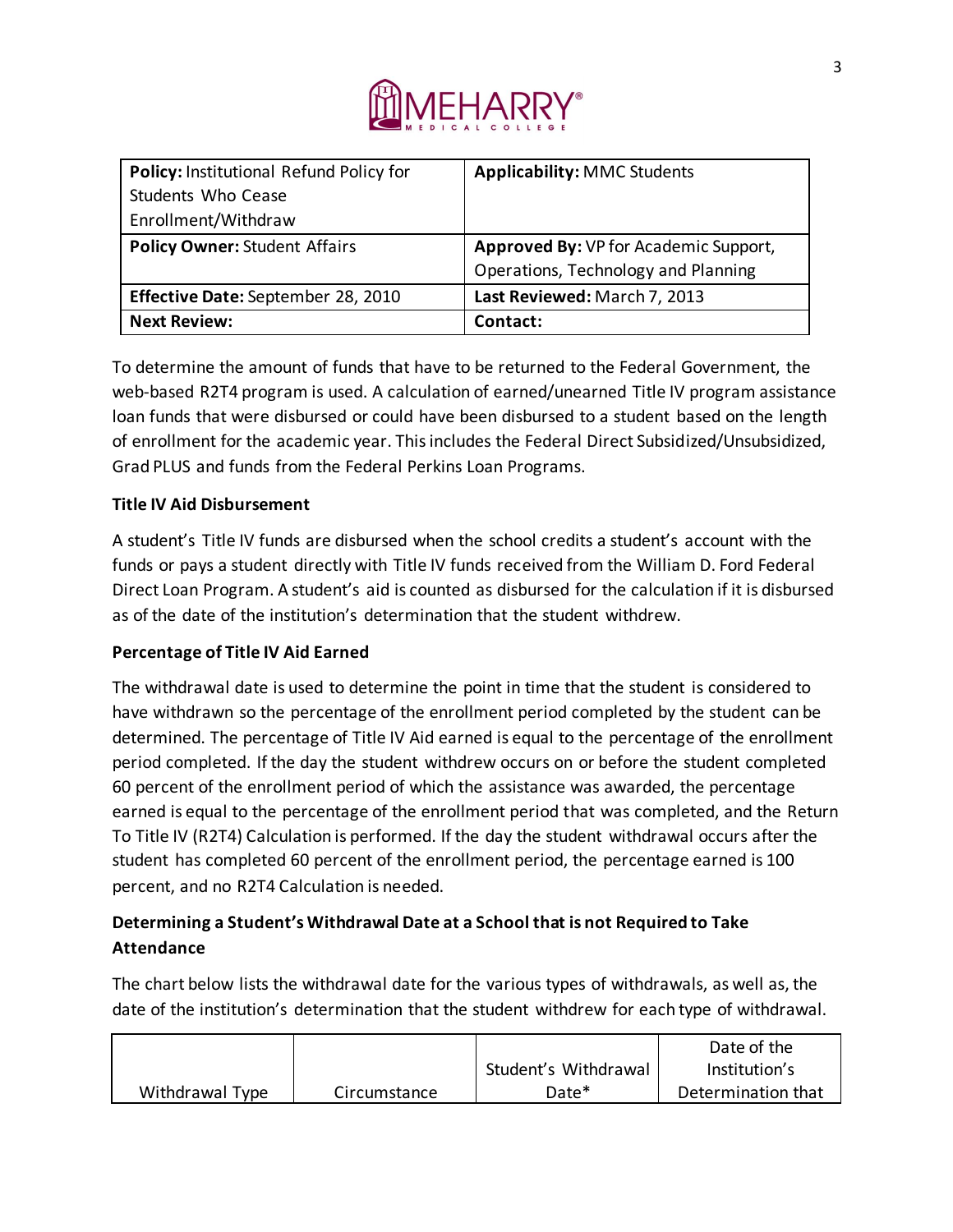| **Policy:** Institutional Refund Policy for Students Who Cease Enrollment/Withdraw | **Applicability:** MMC Students |
|---|---|
| **Policy Owner:** Student Affairs | **Approved By:** VP for Academic Support, Operations, Technology and Planning |
| **Effective Date:** September 28, 2010 | **Last Reviewed:** March 7, 2013 |
| **Next Review:** | **Contact:** |

To determine the amount of funds that have to be returned to the Federal Government, the web-based R2T4 program is used. A calculation of earned/unearned Title IV program assistance loan funds that were disbursed or could have been disbursed to a student based on the length of enrollment for the academic year. This includes the Federal Direct Subsidized/Unsubsidized, Grad PLUS and funds from the Federal Perkins Loan Programs.

**Title IV Aid Disbursement**

A student's Title IV funds are disbursed when the school credits a student's account with the funds or pays a student directly with Title IV funds received from the William D. Ford Federal Direct Loan Program. A student's aid is counted as disbursed for the calculation if it is disbursed as of the date of the institution's determination that the student withdrew.

**Percentage of Title IV Aid Earned**

The withdrawal date is used to determine the point in time that the student is considered to have withdrawn so the percentage of the enrollment period completed by the student can be determined. The percentage of Title IV Aid earned is equal to the percentage of the enrollment period completed. If the day the student withdrew occurs on or before the student completed 60 percent of the enrollment period of which the assistance was awarded, the percentage earned is equal to the percentage of the enrollment period that was completed, and the Return To Title IV (R2T4) Calculation is performed. If the day the student withdrawal occurs after the student has completed 60 percent of the enrollment period, the percentage earned is 100 percent, and no R2T4 Calculation is needed.

**Determining a Student's Withdrawal Date at a School that is not Required to Take Attendance**

The chart below lists the withdrawal date for the various types of withdrawals, as well as, the date of the institution's determination that the student withdrew for each type of withdrawal.

| Withdrawal Type | Circumstance | Student's Withdrawal Date* | Date of the Institution's Determination that |
|---|---|---|---|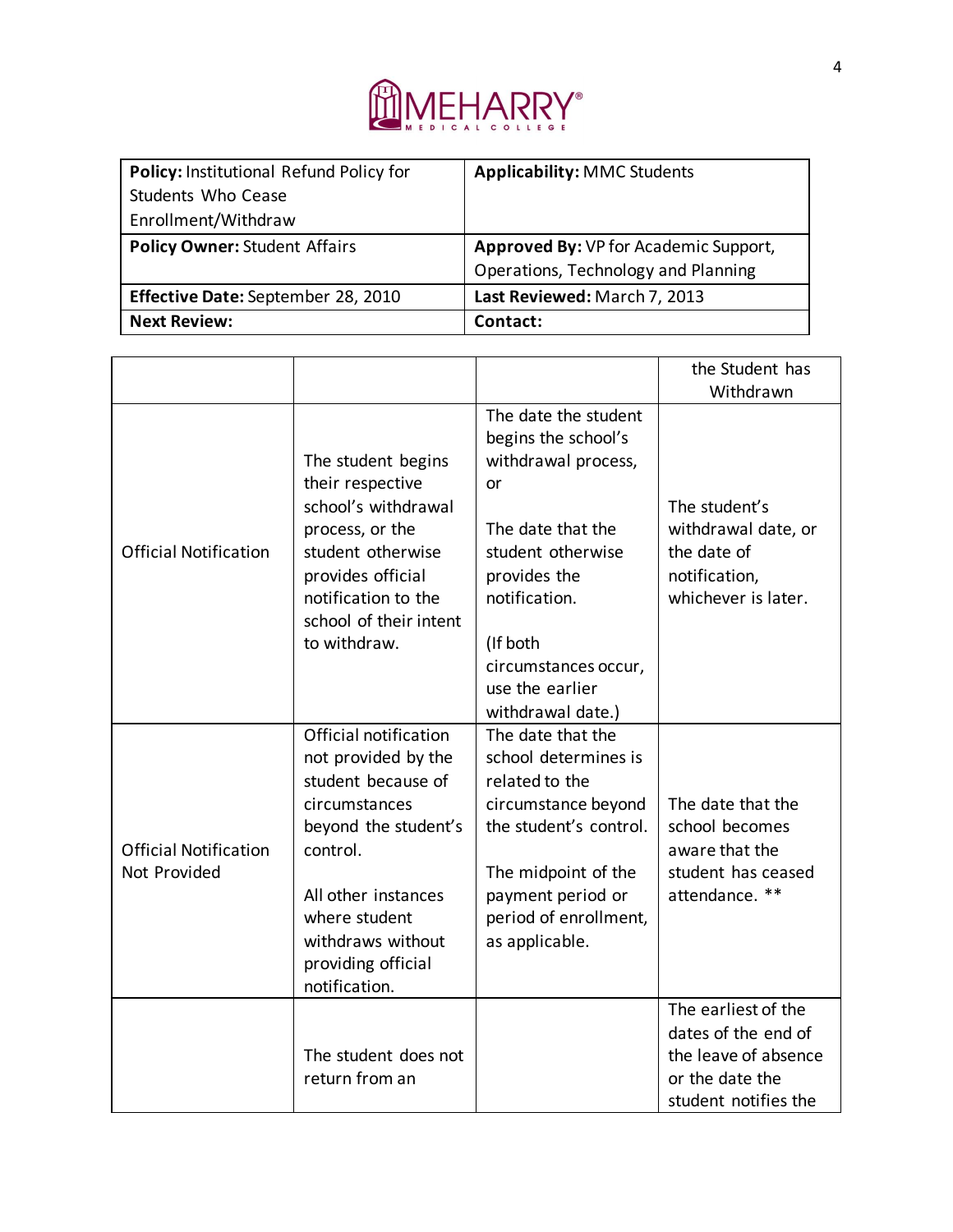| **Policy:** Institutional Refund Policy for Students Who Cease Enrollment/Withdraw | **Applicability:** MMC Students |
|---|---|
| **Policy Owner:** Student Affairs | **Approved By:** VP for Academic Support, Operations, Technology and Planning |
| **Effective Date:** September 28, 2010 | **Last Reviewed:** March 7, 2013 |
| **Next Review:** | **Contact:** |

| | | | the Student has Withdrawn |
|---|---|---|---|
| Official Notification | The student begins their respective school's withdrawal process, or the student otherwise provides official notification to the school of their intent to withdraw. | The date the student begins the school's withdrawal process, or<br><br>The date that the student otherwise provides the notification.<br><br>(If both circumstances occur, use the earlier withdrawal date.) | The student's withdrawal date, or the date of notification, whichever is later. |
| Official Notification Not Provided | Official notification not provided by the student because of circumstances beyond the student's control.<br><br>All other instances where student withdraws without providing official notification. | The date that the school determines is related to the circumstance beyond the student's control.<br><br>The midpoint of the payment period or period of enrollment, as applicable. | The date that the school becomes aware that the student has ceased attendance. ** |
| | The student does not return from an | | The earliest of the dates of the end of the leave of absence or the date the student notifies the |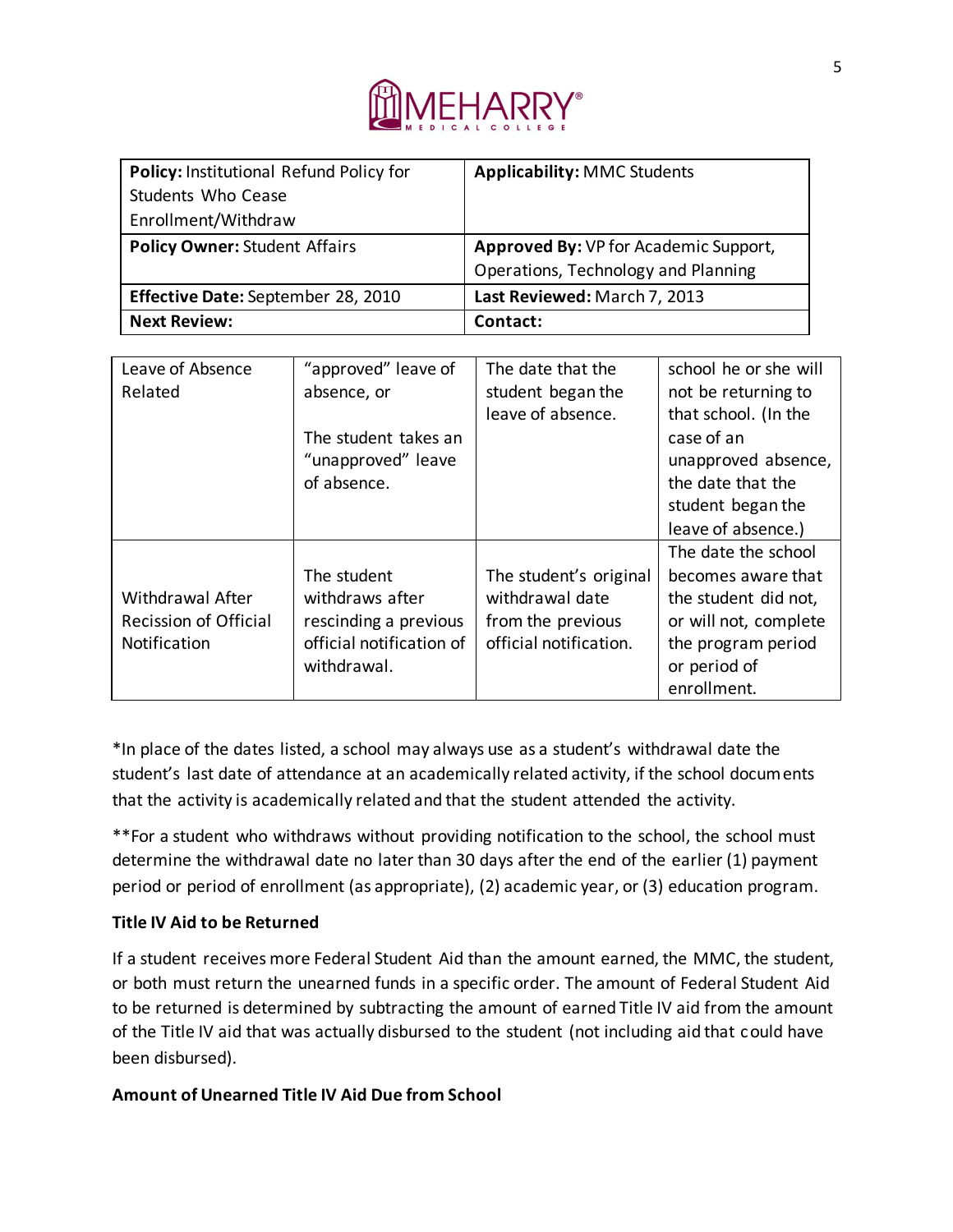| **Policy:** Institutional Refund Policy for Students Who Cease Enrollment/Withdraw | **Applicability:** MMC Students |
|---|---|
| **Policy Owner:** Student Affairs | **Approved By:** VP for Academic Support, Operations, Technology and Planning |
| **Effective Date:** September 28, 2010 | **Last Reviewed:** March 7, 2013 |
| **Next Review:** | **Contact:** |

| | | | |
|---|---|---|---|
| Leave of Absence Related | "approved" leave of absence, or<br><br>The student takes an "unapproved" leave of absence. | The date that the student began the leave of absence. | school he or she will not be returning to that school. (In the case of an unapproved absence, the date that the student began the leave of absence.) |
| Withdrawal After Recission of Official Notification | The student withdraws after rescinding a previous official notification of withdrawal. | The student's original withdrawal date from the previous official notification. | The date the school becomes aware that the student did not, or will not, complete the program period or period of enrollment. |

*In place of the dates listed, a school may always use as a student's withdrawal date the student's last date of attendance at an academically related activity, if the school documents that the activity is academically related and that the student attended the activity.

**For a student who withdraws without providing notification to the school, the school must determine the withdrawal date no later than 30 days after the end of the earlier (1) payment period or period of enrollment (as appropriate), (2) academic year, or (3) education program.

**Title IV Aid to be Returned**

If a student receives more Federal Student Aid than the amount earned, the MMC, the student, or both must return the unearned funds in a specific order. The amount of Federal Student Aid to be returned is determined by subtracting the amount of earned Title IV aid from the amount of the Title IV aid that was actually disbursed to the student (not including aid that could have been disbursed).

**Amount of Unearned Title IV Aid Due from School**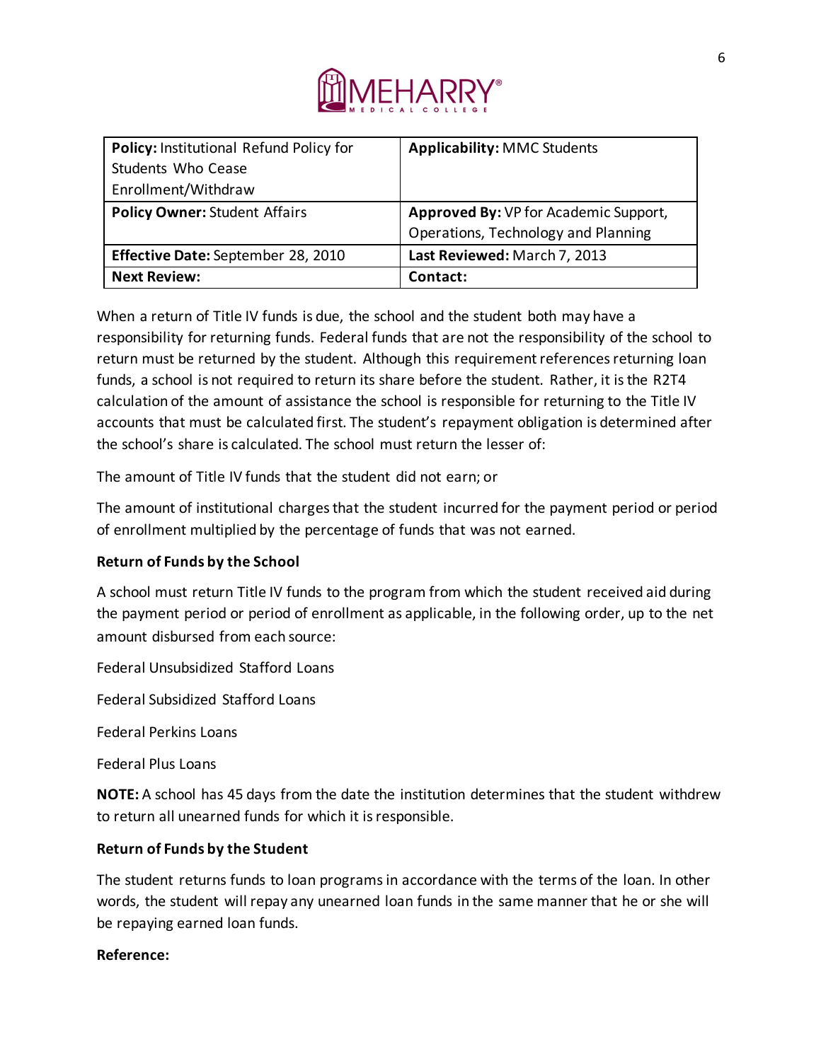| **Policy:** Institutional Refund Policy for Students Who Cease Enrollment/Withdraw | **Applicability:** MMC Students |
|---|---|
| **Policy Owner:** Student Affairs | **Approved By:** VP for Academic Support, Operations, Technology and Planning |
| **Effective Date:** September 28, 2010 | **Last Reviewed:** March 7, 2013 |
| **Next Review:** | **Contact:** |

When a return of Title IV funds is due, the school and the student both may have a responsibility for returning funds. Federal funds that are not the responsibility of the school to return must be returned by the student. Although this requirement references returning loan funds, a school is not required to return its share before the student. Rather, it is the R2T4 calculation of the amount of assistance the school is responsible for returning to the Title IV accounts that must be calculated first. The student's repayment obligation is determined after the school's share is calculated. The school must return the lesser of:

The amount of Title IV funds that the student did not earn; or

The amount of institutional charges that the student incurred for the payment period or period of enrollment multiplied by the percentage of funds that was not earned.

**Return of Funds by the School**

A school must return Title IV funds to the program from which the student received aid during the payment period or period of enrollment as applicable, in the following order, up to the net amount disbursed from each source:

Federal Unsubsidized Stafford Loans

Federal Subsidized Stafford Loans

Federal Perkins Loans

Federal Plus Loans

**NOTE:** A school has 45 days from the date the institution determines that the student withdrew to return all unearned funds for which it is responsible.

**Return of Funds by the Student**

The student returns funds to loan programs in accordance with the terms of the loan. In other words, the student will repay any unearned loan funds in the same manner that he or she will be repaying earned loan funds.

**Reference:**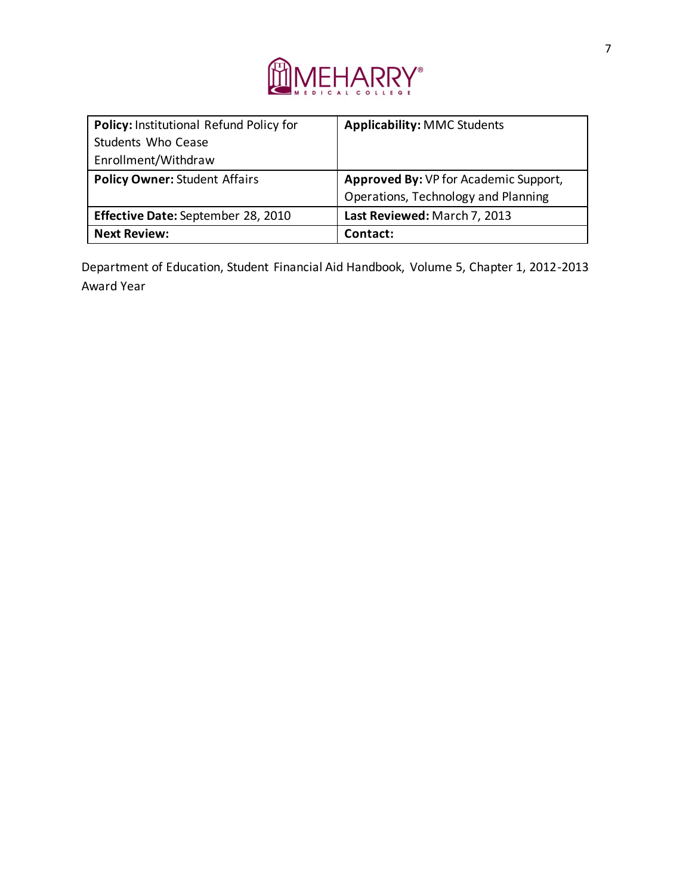| | |
|---|---|
| **Policy:** Institutional Refund Policy for Students Who Cease Enrollment/Withdraw | **Applicability:** MMC Students |
| **Policy Owner:** Student Affairs | **Approved By:** VP for Academic Support, Operations, Technology and Planning |
| **Effective Date:** September 28, 2010 | **Last Reviewed:** March 7, 2013 |
| **Next Review:** | **Contact:** |

Department of Education, Student Financial Aid Handbook, Volume 5, Chapter 1, 2012-2013 Award Year